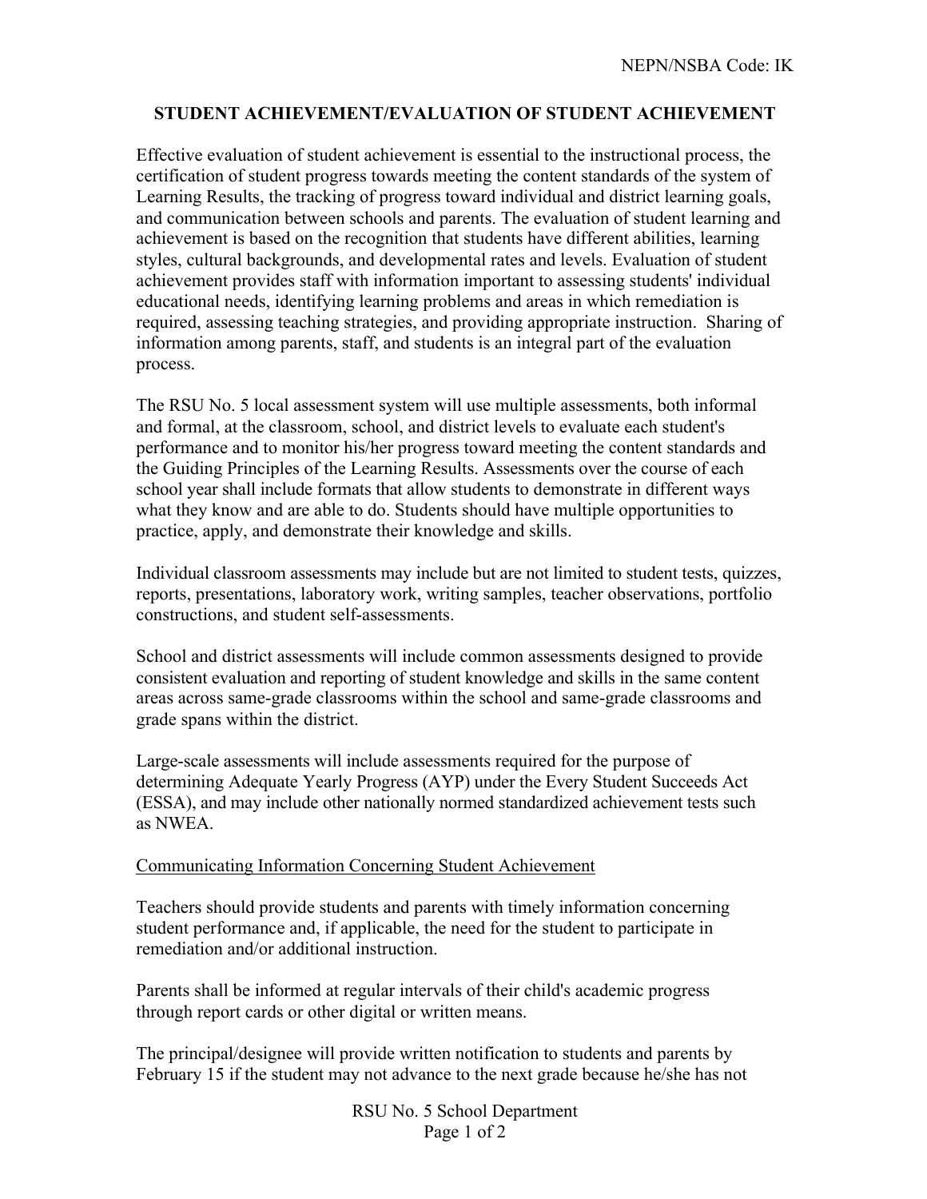NEPN/NSBA Code: IK

# STUDENT ACHIEVEMENT/EVALUATION OF STUDENT ACHIEVEMENT

Effective evaluation of student achievement is essential to the instructional process, the certification of student progress towards meeting the content standards of the system of Learning Results, the tracking of progress toward individual and district learning goals, and communication between schools and parents. The evaluation of student learning and achievement is based on the recognition that students have different abilities, learning styles, cultural backgrounds, and developmental rates and levels. Evaluation of student achievement provides staff with information important to assessing students' individual educational needs, identifying learning problems and areas in which remediation is required, assessing teaching strategies, and providing appropriate instruction. Sharing of information among parents, staff, and students is an integral part of the evaluation process.

The RSU No. 5 local assessment system will use multiple assessments, both informal and formal, at the classroom, school, and district levels to evaluate each student's performance and to monitor his/her progress toward meeting the content standards and the Guiding Principles of the Learning Results. Assessments over the course of each school year shall include formats that allow students to demonstrate in different ways what they know and are able to do. Students should have multiple opportunities to practice, apply, and demonstrate their knowledge and skills.

Individual classroom assessments may include but are not limited to student tests, quizzes, reports, presentations, laboratory work, writing samples, teacher observations, portfolio constructions, and student self-assessments.

School and district assessments will include common assessments designed to provide consistent evaluation and reporting of student knowledge and skills in the same content areas across same-grade classrooms within the school and same-grade classrooms and grade spans within the district.

Large-scale assessments will include assessments required for the purpose of determining Adequate Yearly Progress (AYP) under the Every Student Succeeds Act (ESSA), and may include other nationally normed standardized achievement tests such as NWEA.

## Communicating Information Concerning Student Achievement

Teachers should provide students and parents with timely information concerning student performance and, if applicable, the need for the student to participate in remediation and/or additional instruction.

Parents shall be informed at regular intervals of their child's academic progress through report cards or other digital or written means.

The principal/designee will provide written notification to students and parents by February 15 if the student may not advance to the next grade because he/she has not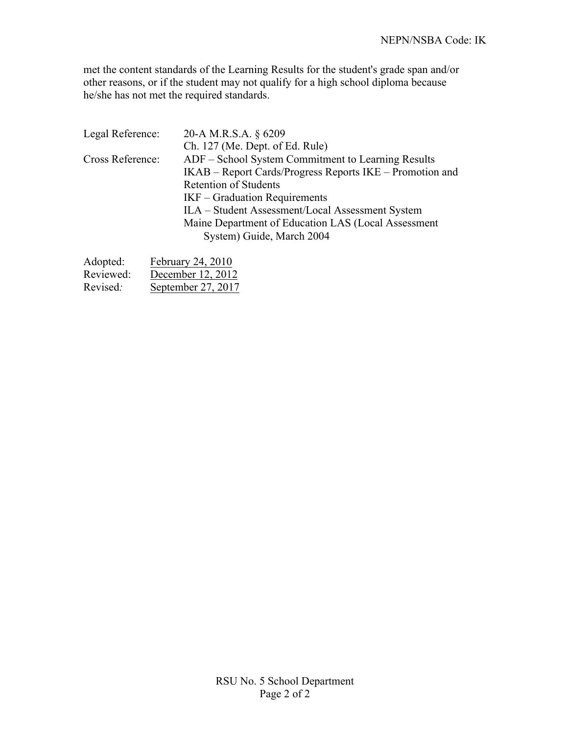met the content standards of the Learning Results for the student's grade span and/or other reasons, or if the student may not qualify for a high school diploma because he/she has not met the required standards.

| | |
|---|---|
| Legal Reference: | 20-A M.R.S.A. § 6209 |
| | Ch. 127 (Me. Dept. of Ed. Rule) |
| Cross Reference: | ADF – School System Commitment to Learning Results |
| | IKAB – Report Cards/Progress Reports IKE – Promotion and Retention of Students |
| | IKF – Graduation Requirements |
| | ILA – Student Assessment/Local Assessment System |
| | Maine Department of Education LAS (Local Assessment System) Guide, March 2004 |

| | |
|---|---|
| Adopted: | February 24, 2010 |
| Reviewed: | December 12, 2012 |
| Revised: | September 27, 2017 |